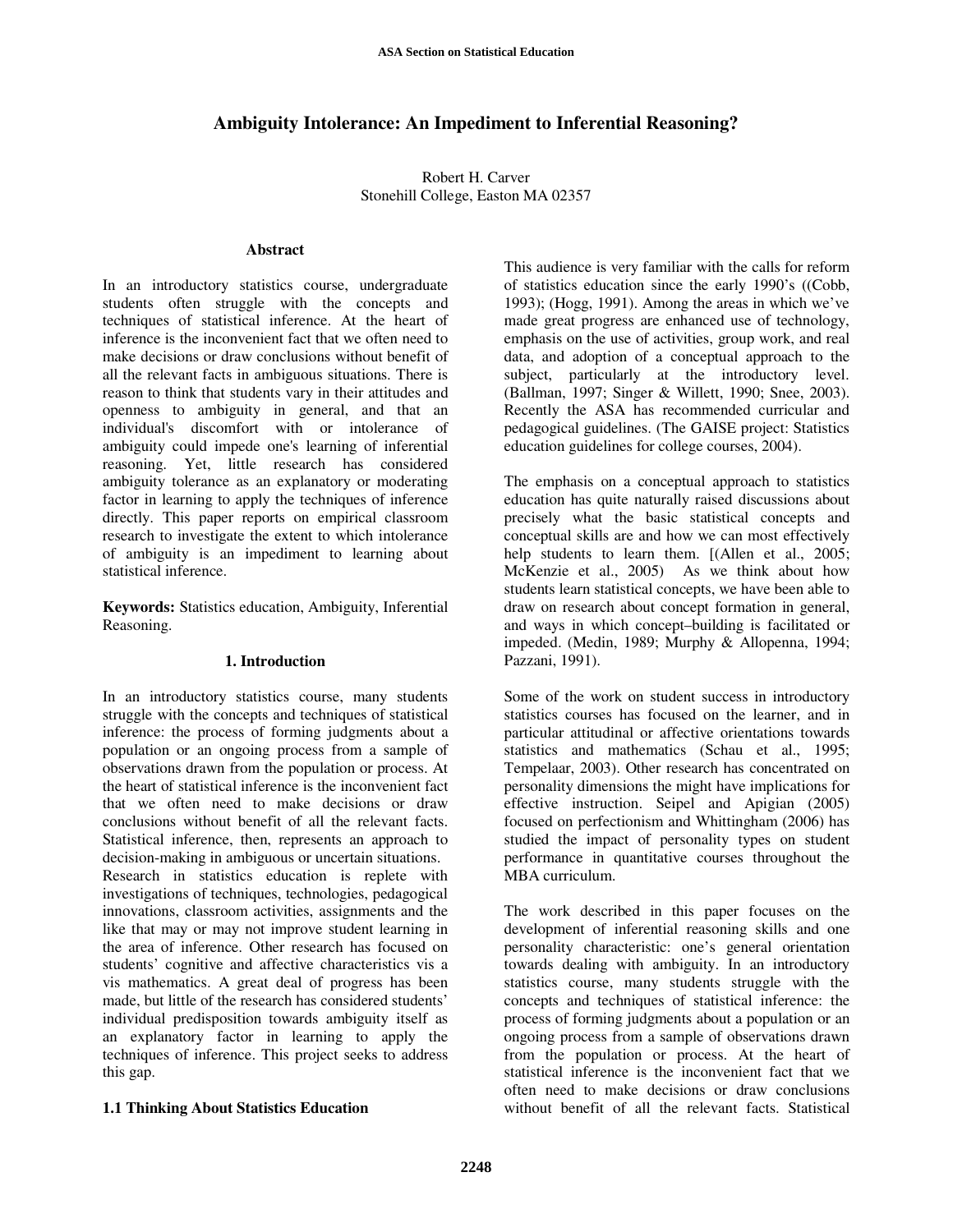# Ambiguity Intolerance: An Impediment to Inferential Reasoning?

Robert H. Carver
Stonehill College, Easton MA 02357

### Abstract

In an introductory statistics course, undergraduate students often struggle with the concepts and techniques of statistical inference. At the heart of inference is the inconvenient fact that we often need to make decisions or draw conclusions without benefit of all the relevant facts in ambiguous situations. There is reason to think that students vary in their attitudes and openness to ambiguity in general, and that an individual's discomfort with or intolerance of ambiguity could impede one's learning of inferential reasoning. Yet, little research has considered ambiguity tolerance as an explanatory or moderating factor in learning to apply the techniques of inference directly. This paper reports on empirical classroom research to investigate the extent to which intolerance of ambiguity is an impediment to learning about statistical inference.

**Keywords:** Statistics education, Ambiguity, Inferential Reasoning.

## 1. Introduction

In an introductory statistics course, many students struggle with the concepts and techniques of statistical inference: the process of forming judgments about a population or an ongoing process from a sample of observations drawn from the population or process. At the heart of statistical inference is the inconvenient fact that we often need to make decisions or draw conclusions without benefit of all the relevant facts. Statistical inference, then, represents an approach to decision-making in ambiguous or uncertain situations.
Research in statistics education is replete with investigations of techniques, technologies, pedagogical innovations, classroom activities, assignments and the like that may or may not improve student learning in the area of inference. Other research has focused on students' cognitive and affective characteristics vis a vis mathematics. A great deal of progress has been made, but little of the research has considered students' individual predisposition towards ambiguity itself as an explanatory factor in learning to apply the techniques of inference. This project seeks to address this gap.

### 1.1 Thinking About Statistics Education

This audience is very familiar with the calls for reform of statistics education since the early 1990's ((Cobb, 1993); (Hogg, 1991). Among the areas in which we've made great progress are enhanced use of technology, emphasis on the use of activities, group work, and real data, and adoption of a conceptual approach to the subject, particularly at the introductory level. (Ballman, 1997; Singer & Willett, 1990; Snee, 2003). Recently the ASA has recommended curricular and pedagogical guidelines. (The GAISE project: Statistics education guidelines for college courses, 2004).

The emphasis on a conceptual approach to statistics education has quite naturally raised discussions about precisely what the basic statistical concepts and conceptual skills are and how we can most effectively help students to learn them. [(Allen et al., 2005; McKenzie et al., 2005) As we think about how students learn statistical concepts, we have been able to draw on research about concept formation in general, and ways in which concept–building is facilitated or impeded. (Medin, 1989; Murphy & Allopenna, 1994; Pazzani, 1991).

Some of the work on student success in introductory statistics courses has focused on the learner, and in particular attitudinal or affective orientations towards statistics and mathematics (Schau et al., 1995; Tempelaar, 2003). Other research has concentrated on personality dimensions the might have implications for effective instruction. Seipel and Apigian (2005) focused on perfectionism and Whittingham (2006) has studied the impact of personality types on student performance in quantitative courses throughout the MBA curriculum.

The work described in this paper focuses on the development of inferential reasoning skills and one personality characteristic: one's general orientation towards dealing with ambiguity. In an introductory statistics course, many students struggle with the concepts and techniques of statistical inference: the process of forming judgments about a population or an ongoing process from a sample of observations drawn from the population or process. At the heart of statistical inference is the inconvenient fact that we often need to make decisions or draw conclusions without benefit of all the relevant facts. Statistical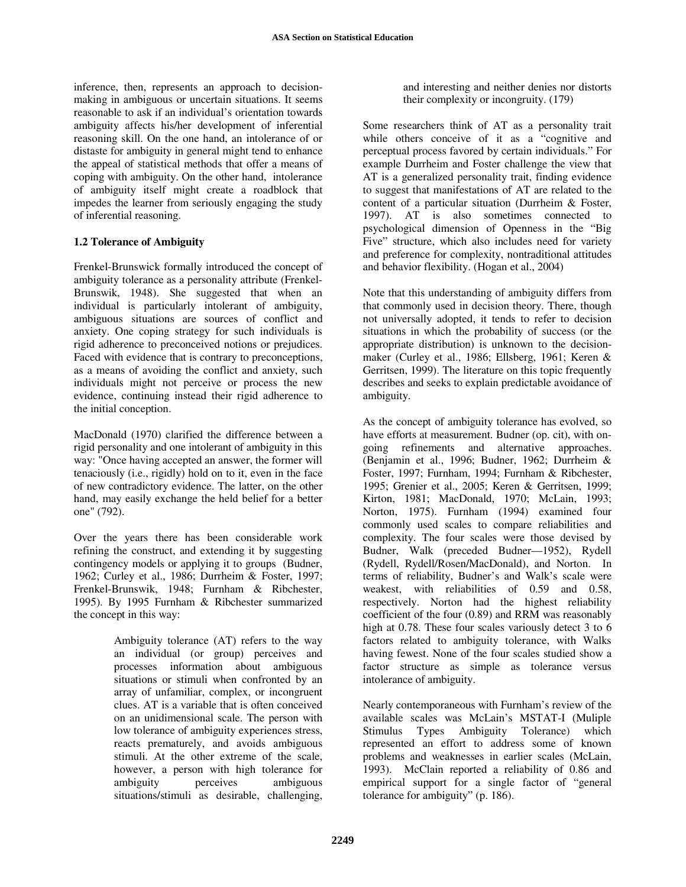inference, then, represents an approach to decision-making in ambiguous or uncertain situations. It seems reasonable to ask if an individual's orientation towards ambiguity affects his/her development of inferential reasoning skill. On the one hand, an intolerance of or distaste for ambiguity in general might tend to enhance the appeal of statistical methods that offer a means of coping with ambiguity. On the other hand, intolerance of ambiguity itself might create a roadblock that impedes the learner from seriously engaging the study of inferential reasoning.

### 1.2 Tolerance of Ambiguity

Frenkel-Brunswick formally introduced the concept of ambiguity tolerance as a personality attribute (Frenkel-Brunswik, 1948). She suggested that when an individual is particularly intolerant of ambiguity, ambiguous situations are sources of conflict and anxiety. One coping strategy for such individuals is rigid adherence to preconceived notions or prejudices. Faced with evidence that is contrary to preconceptions, as a means of avoiding the conflict and anxiety, such individuals might not perceive or process the new evidence, continuing instead their rigid adherence to the initial conception.

MacDonald (1970) clarified the difference between a rigid personality and one intolerant of ambiguity in this way: "Once having accepted an answer, the former will tenaciously (i.e., rigidly) hold on to it, even in the face of new contradictory evidence. The latter, on the other hand, may easily exchange the held belief for a better one" (792).

Over the years there has been considerable work refining the construct, and extending it by suggesting contingency models or applying it to groups (Budner, 1962; Curley et al., 1986; Durrheim & Foster, 1997; Frenkel-Brunswik, 1948; Furnham & Ribchester, 1995). By 1995 Furnham & Ribchester summarized the concept in this way:

> Ambiguity tolerance (AT) refers to the way an individual (or group) perceives and processes information about ambiguous situations or stimuli when confronted by an array of unfamiliar, complex, or incongruent clues. AT is a variable that is often conceived on an unidimensional scale. The person with low tolerance of ambiguity experiences stress, reacts prematurely, and avoids ambiguous stimuli. At the other extreme of the scale, however, a person with high tolerance for ambiguity perceives ambiguous situations/stimuli as desirable, challenging, and interesting and neither denies nor distorts their complexity or incongruity. (179)

Some researchers think of AT as a personality trait while others conceive of it as a "cognitive and perceptual process favored by certain individuals." For example Durrheim and Foster challenge the view that AT is a generalized personality trait, finding evidence to suggest that manifestations of AT are related to the content of a particular situation (Durrheim & Foster, 1997). AT is also sometimes connected to psychological dimension of Openness in the "Big Five" structure, which also includes need for variety and preference for complexity, nontraditional attitudes and behavior flexibility. (Hogan et al., 2004)

Note that this understanding of ambiguity differs from that commonly used in decision theory. There, though not universally adopted, it tends to refer to decision situations in which the probability of success (or the appropriate distribution) is unknown to the decision-maker (Curley et al., 1986; Ellsberg, 1961; Keren & Gerritsen, 1999). The literature on this topic frequently describes and seeks to explain predictable avoidance of ambiguity.

As the concept of ambiguity tolerance has evolved, so have efforts at measurement. Budner (op. cit), with on-going refinements and alternative approaches. (Benjamin et al., 1996; Budner, 1962; Durrheim & Foster, 1997; Furnham, 1994; Furnham & Ribchester, 1995; Grenier et al., 2005; Keren & Gerritsen, 1999; Kirton, 1981; MacDonald, 1970; McLain, 1993; Norton, 1975). Furnham (1994) examined four commonly used scales to compare reliabilities and complexity. The four scales were those devised by Budner, Walk (preceded Budner—1952), Rydell (Rydell, Rydell/Rosen/MacDonald), and Norton. In terms of reliability, Budner's and Walk's scale were weakest, with reliabilities of 0.59 and 0.58, respectively. Norton had the highest reliability coefficient of the four (0.89) and RRM was reasonably high at 0.78. These four scales variously detect 3 to 6 factors related to ambiguity tolerance, with Walks having fewest. None of the four scales studied show a factor structure as simple as tolerance versus intolerance of ambiguity.

Nearly contemporaneous with Furnham's review of the available scales was McLain's MSTAT-I (Muliple Stimulus Types Ambiguity Tolerance) which represented an effort to address some of known problems and weaknesses in earlier scales (McLain, 1993). McClain reported a reliability of 0.86 and empirical support for a single factor of "general tolerance for ambiguity" (p. 186).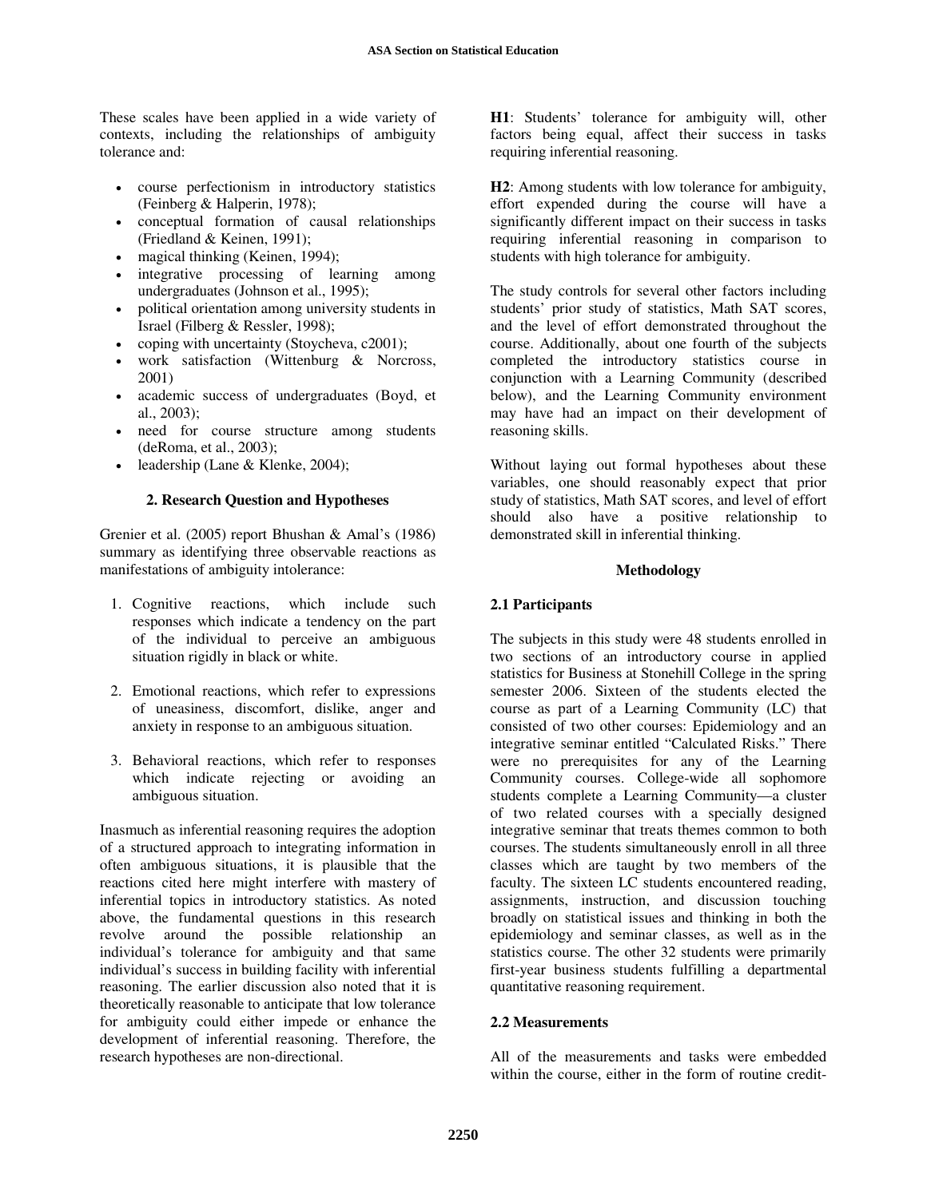These scales have been applied in a wide variety of contexts, including the relationships of ambiguity tolerance and:

- course perfectionism in introductory statistics (Feinberg & Halperin, 1978);
- conceptual formation of causal relationships (Friedland & Keinen, 1991);
- magical thinking (Keinen, 1994);
- integrative processing of learning among undergraduates (Johnson et al., 1995);
- political orientation among university students in Israel (Filberg & Ressler, 1998);
- coping with uncertainty (Stoycheva, c2001);
- work satisfaction (Wittenburg & Norcross, 2001)
- academic success of undergraduates (Boyd, et al., 2003);
- need for course structure among students (deRoma, et al., 2003);
- leadership (Lane & Klenke, 2004);

## 2. Research Question and Hypotheses

Grenier et al. (2005) report Bhushan & Amal's (1986) summary as identifying three observable reactions as manifestations of ambiguity intolerance:

1. Cognitive reactions, which include such responses which indicate a tendency on the part of the individual to perceive an ambiguous situation rigidly in black or white.
2. Emotional reactions, which refer to expressions of uneasiness, discomfort, dislike, anger and anxiety in response to an ambiguous situation.
3. Behavioral reactions, which refer to responses which indicate rejecting or avoiding an ambiguous situation.

Inasmuch as inferential reasoning requires the adoption of a structured approach to integrating information in often ambiguous situations, it is plausible that the reactions cited here might interfere with mastery of inferential topics in introductory statistics. As noted above, the fundamental questions in this research revolve around the possible relationship an individual's tolerance for ambiguity and that same individual's success in building facility with inferential reasoning. The earlier discussion also noted that it is theoretically reasonable to anticipate that low tolerance for ambiguity could either impede or enhance the development of inferential reasoning. Therefore, the research hypotheses are non-directional.

**H1**: Students' tolerance for ambiguity will, other factors being equal, affect their success in tasks requiring inferential reasoning.

**H2**: Among students with low tolerance for ambiguity, effort expended during the course will have a significantly different impact on their success in tasks requiring inferential reasoning in comparison to students with high tolerance for ambiguity.

The study controls for several other factors including students' prior study of statistics, Math SAT scores, and the level of effort demonstrated throughout the course. Additionally, about one fourth of the subjects completed the introductory statistics course in conjunction with a Learning Community (described below), and the Learning Community environment may have had an impact on their development of reasoning skills.

Without laying out formal hypotheses about these variables, one should reasonably expect that prior study of statistics, Math SAT scores, and level of effort should also have a positive relationship to demonstrated skill in inferential thinking.

## Methodology

### 2.1 Participants

The subjects in this study were 48 students enrolled in two sections of an introductory course in applied statistics for Business at Stonehill College in the spring semester 2006. Sixteen of the students elected the course as part of a Learning Community (LC) that consisted of two other courses: Epidemiology and an integrative seminar entitled "Calculated Risks." There were no prerequisites for any of the Learning Community courses. College-wide all sophomore students complete a Learning Community—a cluster of two related courses with a specially designed integrative seminar that treats themes common to both courses. The students simultaneously enroll in all three classes which are taught by two members of the faculty. The sixteen LC students encountered reading, assignments, instruction, and discussion touching broadly on statistical issues and thinking in both the epidemiology and seminar classes, as well as in the statistics course. The other 32 students were primarily first-year business students fulfilling a departmental quantitative reasoning requirement.

### 2.2 Measurements

All of the measurements and tasks were embedded within the course, either in the form of routine credit-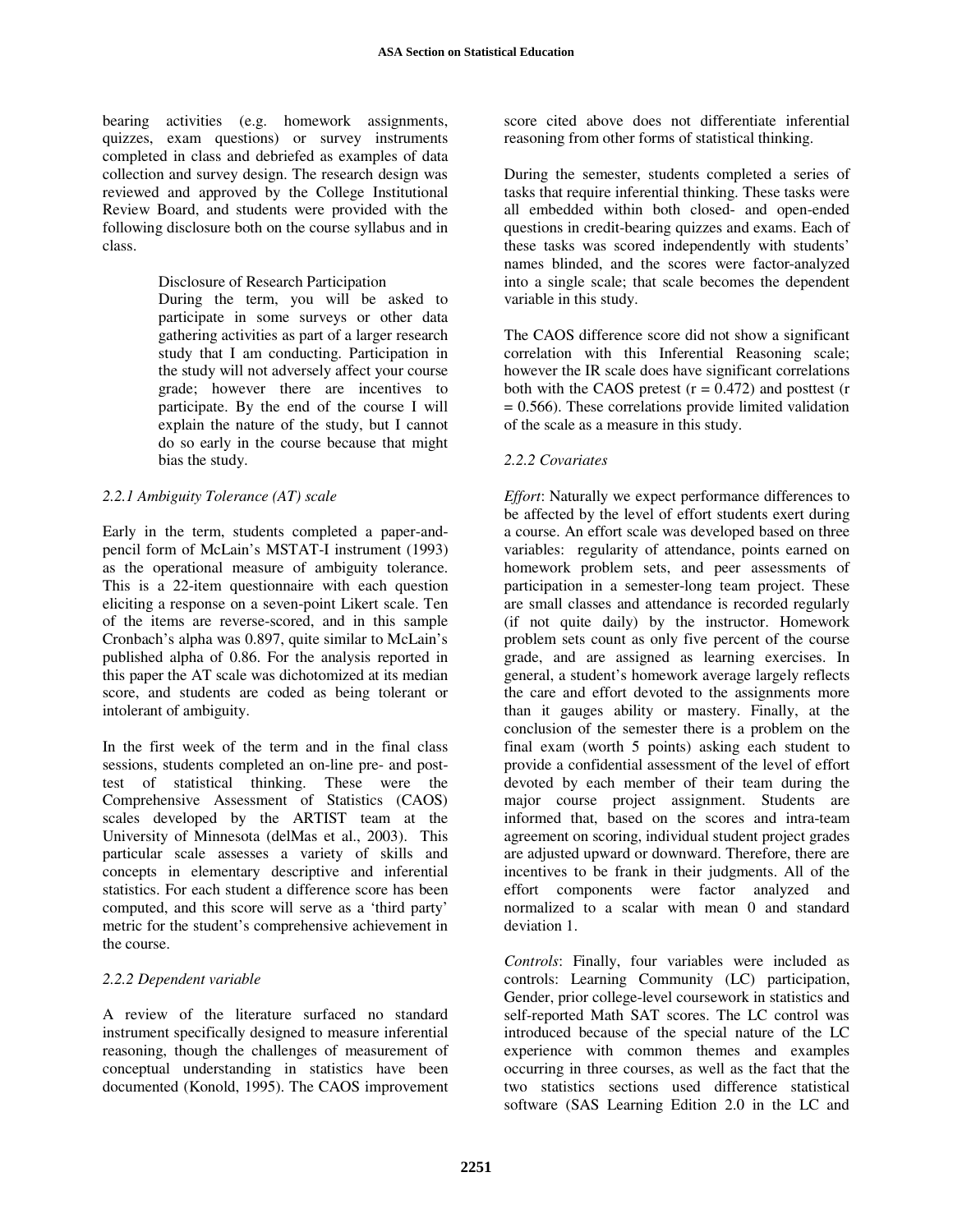bearing activities (e.g. homework assignments, quizzes, exam questions) or survey instruments completed in class and debriefed as examples of data collection and survey design. The research design was reviewed and approved by the College Institutional Review Board, and students were provided with the following disclosure both on the course syllabus and in class.

> Disclosure of Research Participation
> During the term, you will be asked to participate in some surveys or other data gathering activities as part of a larger research study that I am conducting. Participation in the study will not adversely affect your course grade; however there are incentives to participate. By the end of the course I will explain the nature of the study, but I cannot do so early in the course because that might bias the study.

#### *2.2.1 Ambiguity Tolerance (AT) scale*

Early in the term, students completed a paper-and-pencil form of McLain's MSTAT-I instrument (1993) as the operational measure of ambiguity tolerance. This is a 22-item questionnaire with each question eliciting a response on a seven-point Likert scale. Ten of the items are reverse-scored, and in this sample Cronbach's alpha was 0.897, quite similar to McLain's published alpha of 0.86. For the analysis reported in this paper the AT scale was dichotomized at its median score, and students are coded as being tolerant or intolerant of ambiguity.

In the first week of the term and in the final class sessions, students completed an on-line pre- and post-test of statistical thinking. These were the Comprehensive Assessment of Statistics (CAOS) scales developed by the ARTIST team at the University of Minnesota (delMas et al., 2003). This particular scale assesses a variety of skills and concepts in elementary descriptive and inferential statistics. For each student a difference score has been computed, and this score will serve as a 'third party' metric for the student's comprehensive achievement in the course.

#### *2.2.2 Dependent variable*

A review of the literature surfaced no standard instrument specifically designed to measure inferential reasoning, though the challenges of measurement of conceptual understanding in statistics have been documented (Konold, 1995). The CAOS improvement score cited above does not differentiate inferential reasoning from other forms of statistical thinking.

During the semester, students completed a series of tasks that require inferential thinking. These tasks were all embedded within both closed- and open-ended questions in credit-bearing quizzes and exams. Each of these tasks was scored independently with students' names blinded, and the scores were factor-analyzed into a single scale; that scale becomes the dependent variable in this study.

The CAOS difference score did not show a significant correlation with this Inferential Reasoning scale; however the IR scale does have significant correlations both with the CAOS pretest ($r = 0.472$) and posttest ($r = 0.566$). These correlations provide limited validation of the scale as a measure in this study.

#### *2.2.2 Covariates*

*Effort*: Naturally we expect performance differences to be affected by the level of effort students exert during a course. An effort scale was developed based on three variables: regularity of attendance, points earned on homework problem sets, and peer assessments of participation in a semester-long team project. These are small classes and attendance is recorded regularly (if not quite daily) by the instructor. Homework problem sets count as only five percent of the course grade, and are assigned as learning exercises. In general, a student's homework average largely reflects the care and effort devoted to the assignments more than it gauges ability or mastery. Finally, at the conclusion of the semester there is a problem on the final exam (worth 5 points) asking each student to provide a confidential assessment of the level of effort devoted by each member of their team during the major course project assignment. Students are informed that, based on the scores and intra-team agreement on scoring, individual student project grades are adjusted upward or downward. Therefore, there are incentives to be frank in their judgments. All of the effort components were factor analyzed and normalized to a scalar with mean 0 and standard deviation 1.

*Controls*: Finally, four variables were included as controls: Learning Community (LC) participation, Gender, prior college-level coursework in statistics and self-reported Math SAT scores. The LC control was introduced because of the special nature of the LC experience with common themes and examples occurring in three courses, as well as the fact that the two statistics sections used difference statistical software (SAS Learning Edition 2.0 in the LC and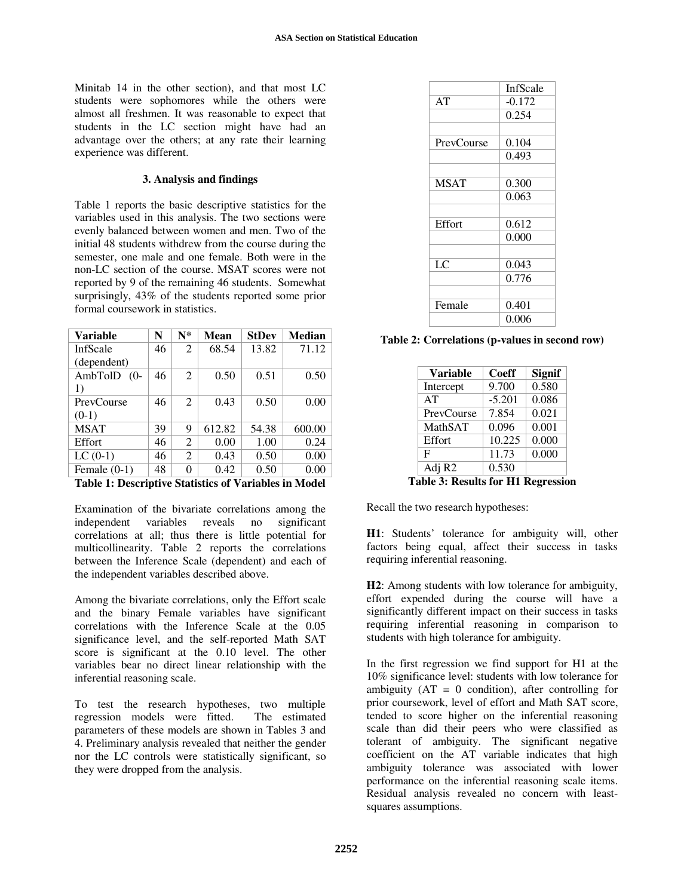Minitab 14 in the other section), and that most LC students were sophomores while the others were almost all freshmen. It was reasonable to expect that students in the LC section might have had an advantage over the others; at any rate their learning experience was different.

### 3. Analysis and findings

Table 1 reports the basic descriptive statistics for the variables used in this analysis. The two sections were evenly balanced between women and men. Two of the initial 48 students withdrew from the course during the semester, one male and one female. Both were in the non-LC section of the course. MSAT scores were not reported by 9 of the remaining 46 students. Somewhat surprisingly, 43% of the students reported some prior formal coursework in statistics.

| Variable | N | N* | Mean | StDev | Median |
|---|---|---|---|---|---|
| InfScale (dependent) | 46 | 2 | 68.54 | 13.82 | 71.12 |
| AmbTolD (0-1) | 46 | 2 | 0.50 | 0.51 | 0.50 |
| PrevCourse (0-1) | 46 | 2 | 0.43 | 0.50 | 0.00 |
| MSAT | 39 | 9 | 612.82 | 54.38 | 600.00 |
| Effort | 46 | 2 | 0.00 | 1.00 | 0.24 |
| LC (0-1) | 46 | 2 | 0.43 | 0.50 | 0.00 |
| Female (0-1) | 48 | 0 | 0.42 | 0.50 | 0.00 |

**Table 1: Descriptive Statistics of Variables in Model**

Examination of the bivariate correlations among the independent variables reveals no significant correlations at all; thus there is little potential for multicollinearity. Table 2 reports the correlations between the Inference Scale (dependent) and each of the independent variables described above.

Among the bivariate correlations, only the Effort scale and the binary Female variables have significant correlations with the Inference Scale at the 0.05 significance level, and the self-reported Math SAT score is significant at the 0.10 level. The other variables bear no direct linear relationship with the inferential reasoning scale.

To test the research hypotheses, two multiple regression models were fitted. The estimated parameters of these models are shown in Tables 3 and 4. Preliminary analysis revealed that neither the gender nor the LC controls were statistically significant, so they were dropped from the analysis.

| | InfScale |
|---|---|
| AT | -0.172 |
| | 0.254 |
| | |
| PrevCourse | 0.104 |
| | 0.493 |
| | |
| MSAT | 0.300 |
| | 0.063 |
| | |
| Effort | 0.612 |
| | 0.000 |
| | |
| LC | 0.043 |
| | 0.776 |
| | |
| Female | 0.401 |
| | 0.006 |

**Table 2: Correlations (p-values in second row)**

| Variable | Coeff | Signif |
|---|---|---|
| Intercept | 9.700 | 0.580 |
| AT | -5.201 | 0.086 |
| PrevCourse | 7.854 | 0.021 |
| MathSAT | 0.096 | 0.001 |
| Effort | 10.225 | 0.000 |
| F | 11.73 | 0.000 |
| Adj R2 | 0.530 | |

**Table 3: Results for H1 Regression**

Recall the two research hypotheses:

**H1**: Students' tolerance for ambiguity will, other factors being equal, affect their success in tasks requiring inferential reasoning.

**H2**: Among students with low tolerance for ambiguity, effort expended during the course will have a significantly different impact on their success in tasks requiring inferential reasoning in comparison to students with high tolerance for ambiguity.

In the first regression we find support for H1 at the 10% significance level: students with low tolerance for ambiguity (AT = 0 condition), after controlling for prior coursework, level of effort and Math SAT score, tended to score higher on the inferential reasoning scale than did their peers who were classified as tolerant of ambiguity. The significant negative coefficient on the AT variable indicates that high ambiguity tolerance was associated with lower performance on the inferential reasoning scale items. Residual analysis revealed no concern with least-squares assumptions.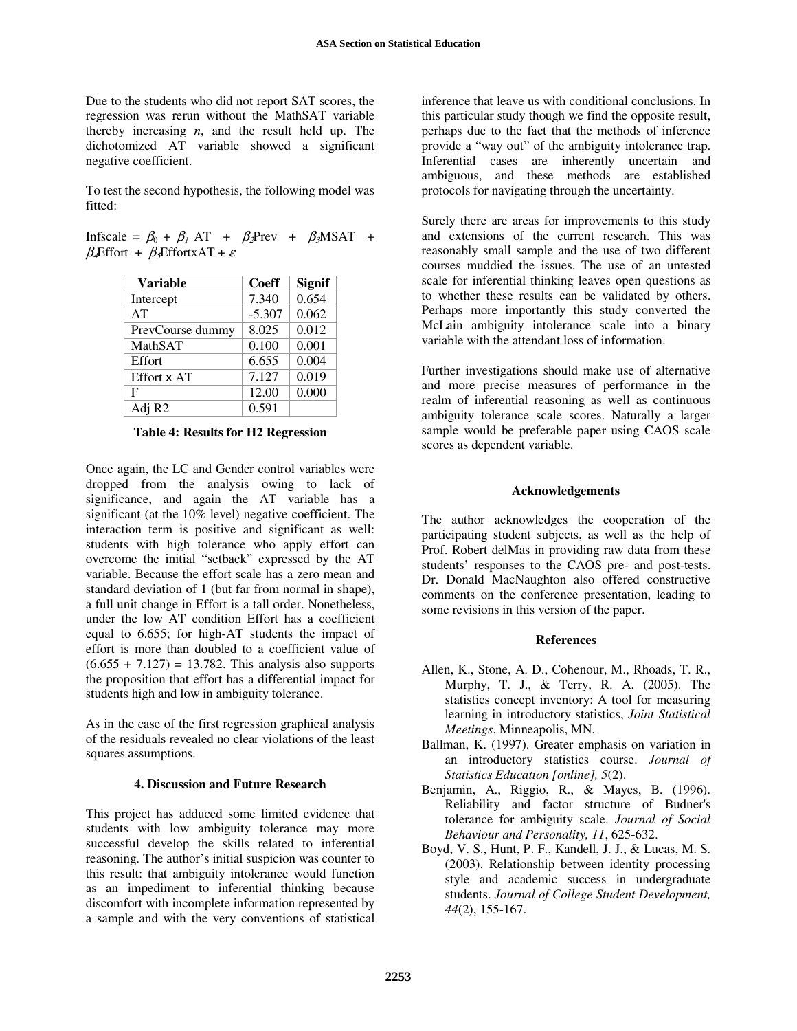Due to the students who did not report SAT scores, the regression was rerun without the MathSAT variable thereby increasing *n*, and the result held up. The dichotomized AT variable showed a significant negative coefficient.

To test the second hypothesis, the following model was fitted:

$$\text{Infscale} = \beta_0 + \beta_1 \text{AT} + \beta_2\text{Prev} + \beta_3\text{MSAT} + \beta_4\text{Effort} + \beta_5\text{EffortxAT} + \varepsilon$$

| Variable | Coeff | Signif |
|---|---|---|
| Intercept | 7.340 | 0.654 |
| AT | -5.307 | 0.062 |
| PrevCourse dummy | 8.025 | 0.012 |
| MathSAT | 0.100 | 0.001 |
| Effort | 6.655 | 0.004 |
| Effort x AT | 7.127 | 0.019 |
| F | 12.00 | 0.000 |
| Adj R2 | 0.591 | |

**Table 4: Results for H2 Regression**

Once again, the LC and Gender control variables were dropped from the analysis owing to lack of significance, and again the AT variable has a significant (at the 10% level) negative coefficient. The interaction term is positive and significant as well: students with high tolerance who apply effort can overcome the initial "setback" expressed by the AT variable. Because the effort scale has a zero mean and standard deviation of 1 (but far from normal in shape), a full unit change in Effort is a tall order. Nonetheless, under the low AT condition Effort has a coefficient equal to 6.655; for high-AT students the impact of effort is more than doubled to a coefficient value of (6.655 + 7.127) = 13.782. This analysis also supports the proposition that effort has a differential impact for students high and low in ambiguity tolerance.

As in the case of the first regression graphical analysis of the residuals revealed no clear violations of the least squares assumptions.

## 4. Discussion and Future Research

This project has adduced some limited evidence that students with low ambiguity tolerance may more successful develop the skills related to inferential reasoning. The author's initial suspicion was counter to this result: that ambiguity intolerance would function as an impediment to inferential thinking because discomfort with incomplete information represented by a sample and with the very conventions of statistical inference that leave us with conditional conclusions. In this particular study though we find the opposite result, perhaps due to the fact that the methods of inference provide a "way out" of the ambiguity intolerance trap. Inferential cases are inherently uncertain and ambiguous, and these methods are established protocols for navigating through the uncertainty.

Surely there are areas for improvements to this study and extensions of the current research. This was reasonably small sample and the use of two different courses muddied the issues. The use of an untested scale for inferential thinking leaves open questions as to whether these results can be validated by others. Perhaps more importantly this study converted the McLain ambiguity intolerance scale into a binary variable with the attendant loss of information.

Further investigations should make use of alternative and more precise measures of performance in the realm of inferential reasoning as well as continuous ambiguity tolerance scale scores. Naturally a larger sample would be preferable paper using CAOS scale scores as dependent variable.

## Acknowledgements

The author acknowledges the cooperation of the participating student subjects, as well as the help of Prof. Robert delMas in providing raw data from these students' responses to the CAOS pre- and post-tests. Dr. Donald MacNaughton also offered constructive comments on the conference presentation, leading to some revisions in this version of the paper.

## References

- Allen, K., Stone, A. D., Cohenour, M., Rhoads, T. R., Murphy, T. J., & Terry, R. A. (2005). The statistics concept inventory: A tool for measuring learning in introductory statistics, *Joint Statistical Meetings*. Minneapolis, MN.
- Ballman, K. (1997). Greater emphasis on variation in an introductory statistics course. *Journal of Statistics Education [online], 5*(2).
- Benjamin, A., Riggio, R., & Mayes, B. (1996). Reliability and factor structure of Budner's tolerance for ambiguity scale. *Journal of Social Behaviour and Personality, 11*, 625-632.
- Boyd, V. S., Hunt, P. F., Kandell, J. J., & Lucas, M. S. (2003). Relationship between identity processing style and academic success in undergraduate students. *Journal of College Student Development, 44*(2), 155-167.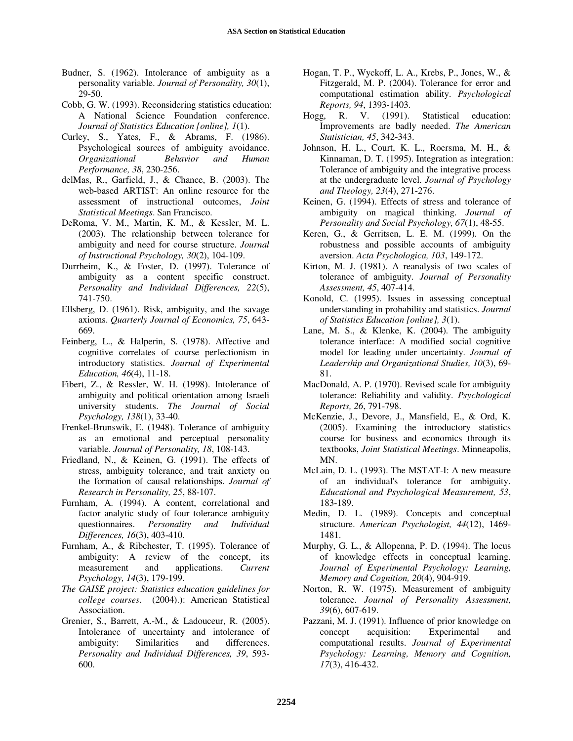Budner, S. (1962). Intolerance of ambiguity as a personality variable. *Journal of Personality, 30*(1), 29-50.

Cobb, G. W. (1993). Reconsidering statistics education: A National Science Foundation conference. *Journal of Statistics Education [online], 1*(1).

Curley, S., Yates, F., & Abrams, F. (1986). Psychological sources of ambiguity avoidance. *Organizational Behavior and Human Performance, 38*, 230-256.

delMas, R., Garfield, J., & Chance, B. (2003). The web-based ARTIST: An online resource for the assessment of instructional outcomes, *Joint Statistical Meetings*. San Francisco.

DeRoma, V. M., Martin, K. M., & Kessler, M. L. (2003). The relationship between tolerance for ambiguity and need for course structure. *Journal of Instructional Psychology, 30*(2), 104-109.

Durrheim, K., & Foster, D. (1997). Tolerance of ambiguity as a content specific construct. *Personality and Individual Differences, 22*(5), 741-750.

Ellsberg, D. (1961). Risk, ambiguity, and the savage axioms. *Quarterly Journal of Economics, 75*, 643-669.

Feinberg, L., & Halperin, S. (1978). Affective and cognitive correlates of course perfectionism in introductory statistics. *Journal of Experimental Education, 46*(4), 11-18.

Fibert, Z., & Ressler, W. H. (1998). Intolerance of ambiguity and political orientation among Israeli university students. *The Journal of Social Psychology, 138*(1), 33-40.

Frenkel-Brunswik, E. (1948). Tolerance of ambiguity as an emotional and perceptual personality variable. *Journal of Personality, 18*, 108-143.

Friedland, N., & Keinen, G. (1991). The effects of stress, ambiguity tolerance, and trait anxiety on the formation of causal relationships. *Journal of Research in Personality, 25*, 88-107.

Furnham, A. (1994). A content, correlational and factor analytic study of four tolerance ambiguity questionnaires. *Personality and Individual Differences, 16*(3), 403-410.

Furnham, A., & Ribchester, T. (1995). Tolerance of ambiguity: A review of the concept, its measurement and applications. *Current Psychology, 14*(3), 179-199.

*The GAISE project: Statistics education guidelines for college courses*. (2004).): American Statistical Association.

Grenier, S., Barrett, A.-M., & Ladouceur, R. (2005). Intolerance of uncertainty and intolerance of ambiguity: Similarities and differences. *Personality and Individual Differences, 39*, 593-600.

Hogan, T. P., Wyckoff, L. A., Krebs, P., Jones, W., & Fitzgerald, M. P. (2004). Tolerance for error and computational estimation ability. *Psychological Reports, 94*, 1393-1403.

Hogg, R. V. (1991). Statistical education: Improvements are badly needed. *The American Statistician, 45*, 342-343.

Johnson, H. L., Court, K. L., Roersma, M. H., & Kinnaman, D. T. (1995). Integration as integration: Tolerance of ambiguity and the integrative process at the undergraduate level. *Journal of Psychology and Theology, 23*(4), 271-276.

Keinen, G. (1994). Effects of stress and tolerance of ambiguity on magical thinking. *Journal of Personality and Social Psychology, 67*(1), 48-55.

Keren, G., & Gerritsen, L. E. M. (1999). On the robustness and possible accounts of ambiguity aversion. *Acta Psychologica, 103*, 149-172.

Kirton, M. J. (1981). A reanalysis of two scales of tolerance of ambiguity. *Journal of Personality Assessment, 45*, 407-414.

Konold, C. (1995). Issues in assessing conceptual understanding in probability and statistics. *Journal of Statistics Education [online], 3*(1).

Lane, M. S., & Klenke, K. (2004). The ambiguity tolerance interface: A modified social cognitive model for leading under uncertainty. *Journal of Leadership and Organizational Studies, 10*(3), 69-81.

MacDonald, A. P. (1970). Revised scale for ambiguity tolerance: Reliability and validity. *Psychological Reports, 26*, 791-798.

McKenzie, J., Devore, J., Mansfield, E., & Ord, K. (2005). Examining the introductory statistics course for business and economics through its textbooks, *Joint Statistical Meetings*. Minneapolis, MN.

McLain, D. L. (1993). The MSTAT-I: A new measure of an individual's tolerance for ambiguity. *Educational and Psychological Measurement, 53*, 183-189.

Medin, D. L. (1989). Concepts and conceptual structure. *American Psychologist, 44*(12), 1469-1481.

Murphy, G. L., & Allopenna, P. D. (1994). The locus of knowledge effects in conceptual learning. *Journal of Experimental Psychology: Learning, Memory and Cognition, 20*(4), 904-919.

Norton, R. W. (1975). Measurement of ambiguity tolerance. *Journal of Personality Assessment, 39*(6), 607-619.

Pazzani, M. J. (1991). Influence of prior knowledge on concept acquisition: Experimental and computational results. *Journal of Experimental Psychology: Learning, Memory and Cognition, 17*(3), 416-432.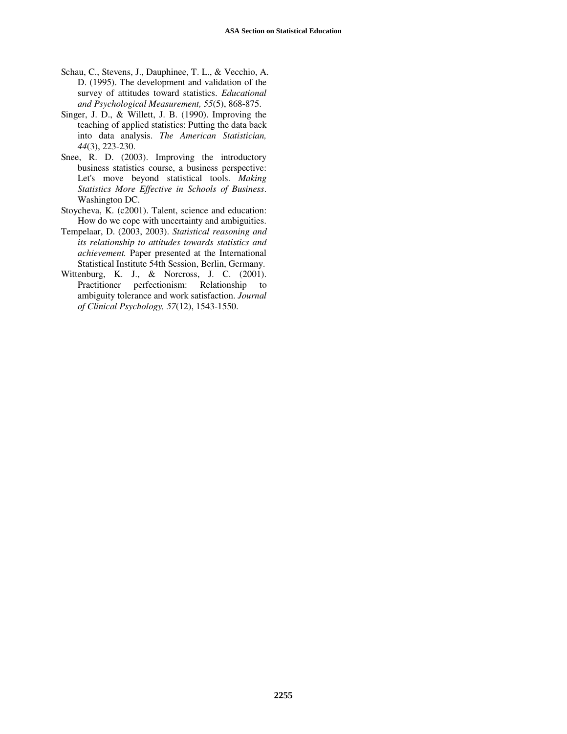Schau, C., Stevens, J., Dauphinee, T. L., & Vecchio, A. D. (1995). The development and validation of the survey of attitudes toward statistics. *Educational and Psychological Measurement, 55*(5), 868-875.

Singer, J. D., & Willett, J. B. (1990). Improving the teaching of applied statistics: Putting the data back into data analysis. *The American Statistician, 44*(3), 223-230.

Snee, R. D. (2003). Improving the introductory business statistics course, a business perspective: Let's move beyond statistical tools. *Making Statistics More Effective in Schools of Business*. Washington DC.

Stoycheva, K. (c2001). Talent, science and education: How do we cope with uncertainty and ambiguities.

Tempelaar, D. (2003, 2003). *Statistical reasoning and its relationship to attitudes towards statistics and achievement.* Paper presented at the International Statistical Institute 54th Session, Berlin, Germany.

Wittenburg, K. J., & Norcross, J. C. (2001). Practitioner perfectionism: Relationship to ambiguity tolerance and work satisfaction. *Journal of Clinical Psychology, 57*(12), 1543-1550.